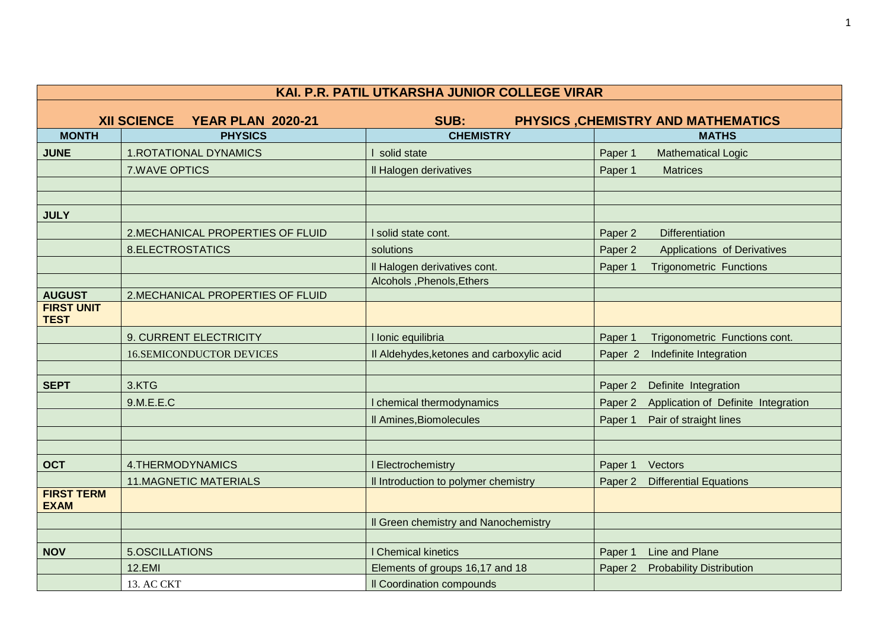| KAI. P.R. PATIL UTKARSHA JUNIOR COLLEGE VIRAR | | | |
|---|---|---|---|
| **XII SCIENCE YEAR PLAN 2020-21** | | **SUB:** | **PHYSICS ,CHEMISTRY AND MATHEMATICS** |
| **MONTH** | **PHYSICS** | **CHEMISTRY** | **MATHS** |
| **JUNE** | 1.ROTATIONAL DYNAMICS | I solid state | Paper 1 Mathematical Logic |
| | 7.WAVE OPTICS | II Halogen derivatives | Paper 1 Matrices |
| | | | |
| | | | |
| **JULY** | | | |
| | 2.MECHANICAL PROPERTIES OF FLUID | I solid state cont. | Paper 2 Differentiation |
| | 8.ELECTROSTATICS | solutions | Paper 2 Applications of Derivatives |
| | | II Halogen derivatives cont. | Paper 1 Trigonometric Functions |
| | | Alcohols ,Phenols,Ethers | |
| **AUGUST** | 2.MECHANICAL PROPERTIES OF FLUID | | |
| **FIRST UNIT TEST** | | | |
| | 9. CURRENT ELECTRICITY | I Ionic equilibria | Paper 1 Trigonometric Functions cont. |
| | 16.SEMICONDUCTOR DEVICES | II Aldehydes,ketones and carboxylic acid | Paper 2 Indefinite Integration |
| | | | |
| **SEPT** | 3.KTG | | Paper 2 Definite Integration |
| | 9.M.E.E.C | I chemical thermodynamics | Paper 2 Application of Definite Integration |
| | | II Amines,Biomolecules | Paper 1 Pair of straight lines |
| | | | |
| | | | |
| **OCT** | 4.THERMODYNAMICS | I Electrochemistry | Paper 1 Vectors |
| | 11.MAGNETIC MATERIALS | II Introduction to polymer chemistry | Paper 2 Differential Equations |
| **FIRST TERM EXAM** | | | |
| | | II Green chemistry and Nanochemistry | |
| | | | |
| **NOV** | 5.OSCILLATIONS | I Chemical kinetics | Paper 1 Line and Plane |
| | 12.EMI | Elements of groups 16,17 and 18 | Paper 2 Probability Distribution |
| | 13. AC CKT | II Coordination compounds | |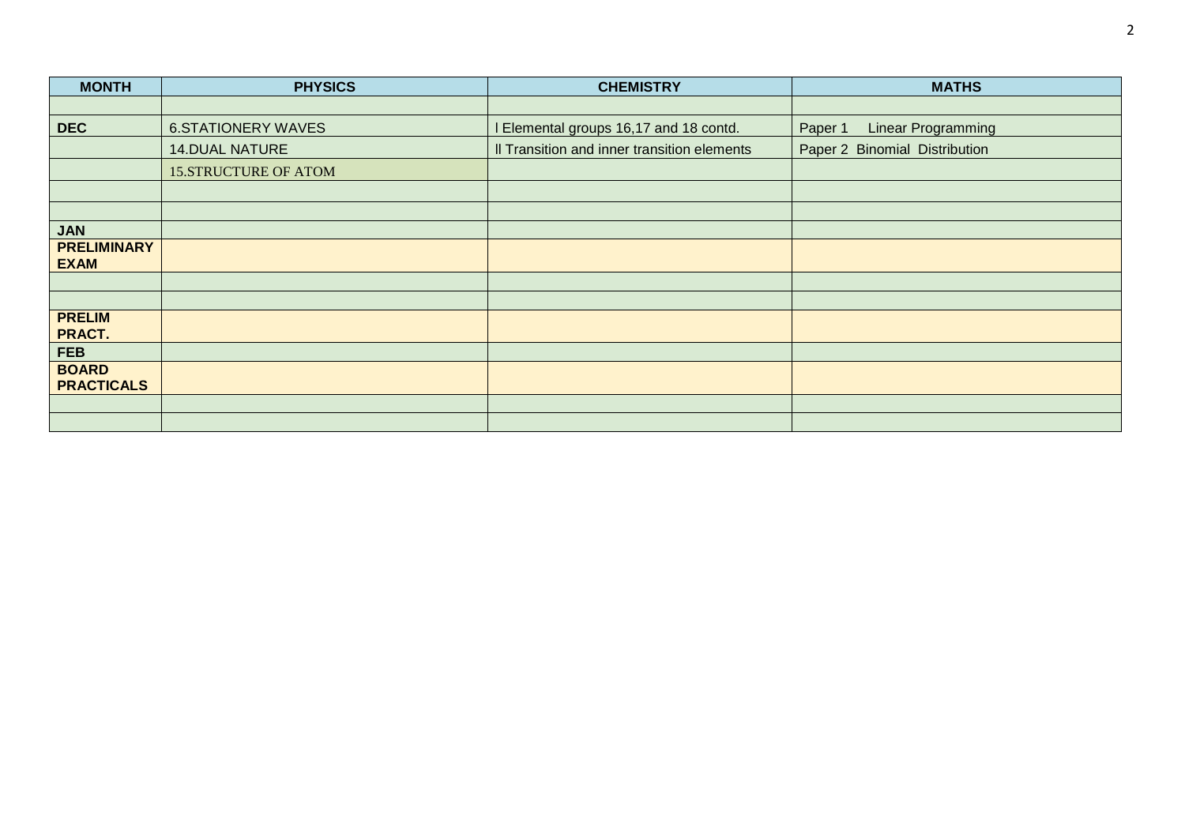| MONTH | PHYSICS | CHEMISTRY | MATHS |
|---|---|---|---|
| | | | |
| **DEC** | 6.STATIONERY WAVES | I Elemental groups 16,17 and 18 contd. | Paper 1 Linear Programming |
| | 14.DUAL NATURE | II Transition and inner transition elements | Paper 2 Binomial Distribution |
| | 15.STRUCTURE OF ATOM | | |
| | | | |
| | | | |
| **JAN** | | | |
| **PRELIMINARY EXAM** | | | |
| | | | |
| | | | |
| **PRELIM PRACT.** | | | |
| **FEB** | | | |
| **BOARD PRACTICALS** | | | |
| | | | |
| | | | |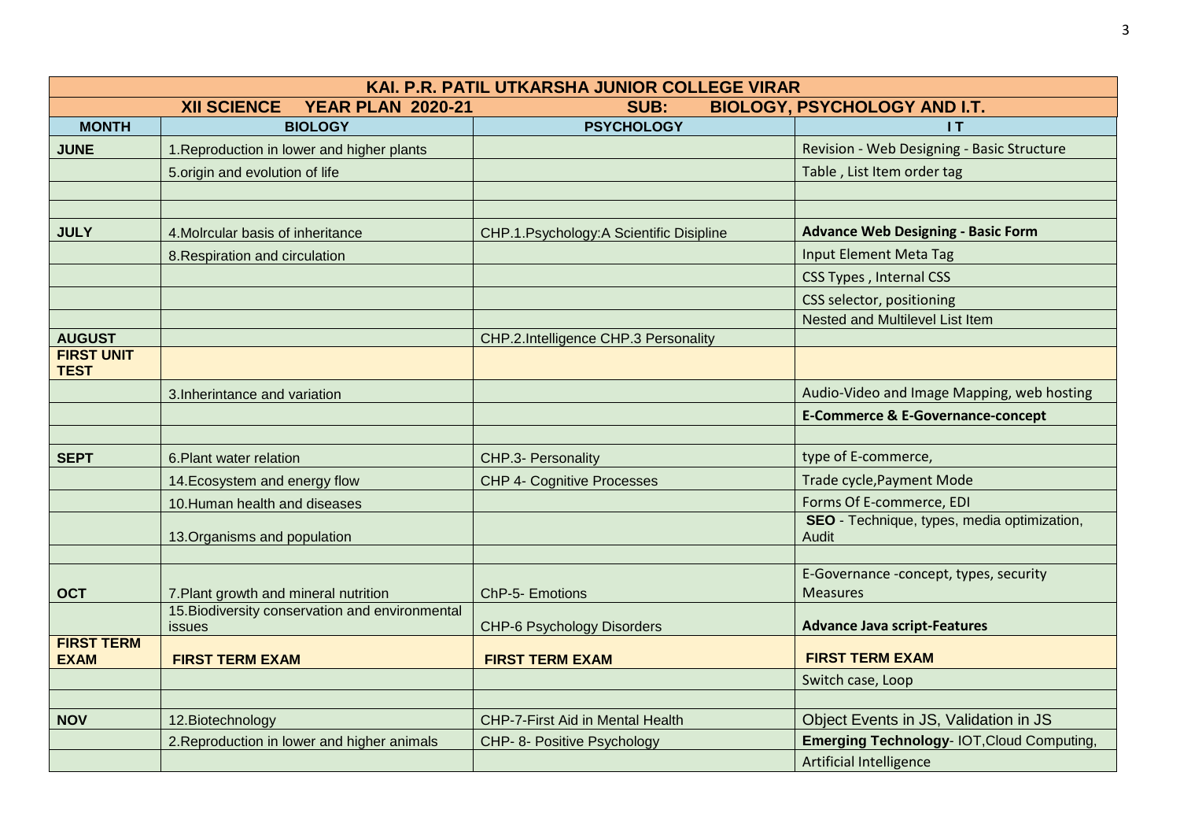| KAI. P.R. PATIL UTKARSHA JUNIOR COLLEGE VIRAR | | | |
|---|---|---|---|
| XII SCIENCE YEAR PLAN 2020-21 | | SUB: BIOLOGY, PSYCHOLOGY AND I.T. | |
| **MONTH** | **BIOLOGY** | **PSYCHOLOGY** | **I T** |
| **JUNE** | 1.Reproduction in lower and higher plants | | Revision - Web Designing - Basic Structure |
| | 5.origin and evolution of life | | Table , List Item order tag |
| | | | |
| | | | |
| **JULY** | 4.Molrcular basis of inheritance | CHP.1.Psychology:A Scientific Disipline | **Advance Web Designing - Basic Form** |
| | 8.Respiration and circulation | | Input Element Meta Tag |
| | | | CSS Types , Internal CSS |
| | | | CSS selector, positioning |
| | | | Nested and Multilevel List Item |
| **AUGUST** | | CHP.2.Intelligence CHP.3 Personality | |
| **FIRST UNIT TEST** | | | |
| | 3.Inherintance and variation | | Audio-Video and Image Mapping, web hosting |
| | | | **E-Commerce & E-Governance-concept** |
| | | | |
| **SEPT** | 6.Plant water relation | CHP.3- Personality | type of E-commerce, |
| | 14.Ecosystem and energy flow | CHP 4- Cognitive Processes | Trade cycle,Payment Mode |
| | 10.Human health and diseases | | Forms Of E-commerce, EDI |
| | 13.Organisms and population | | **SEO** - Technique, types, media optimization, Audit |
| | | | |
| **OCT** | 7.Plant growth and mineral nutrition | ChP-5- Emotions | E-Governance -concept, types, security Measures |
| | 15.Biodiversity conservation and environmental issues | CHP-6 Psychology Disorders | **Advance Java script-Features** |
| **FIRST TERM EXAM** | **FIRST TERM EXAM** | **FIRST TERM EXAM** | **FIRST TERM EXAM** |
| | | | Switch case, Loop |
| | | | |
| **NOV** | 12.Biotechnology | CHP-7-First Aid in Mental Health | Object Events in JS, Validation in JS |
| | 2.Reproduction in lower and higher animals | CHP- 8- Positive Psychology | **Emerging Technology**- IOT,Cloud Computing, |
| | | | Artificial Intelligence |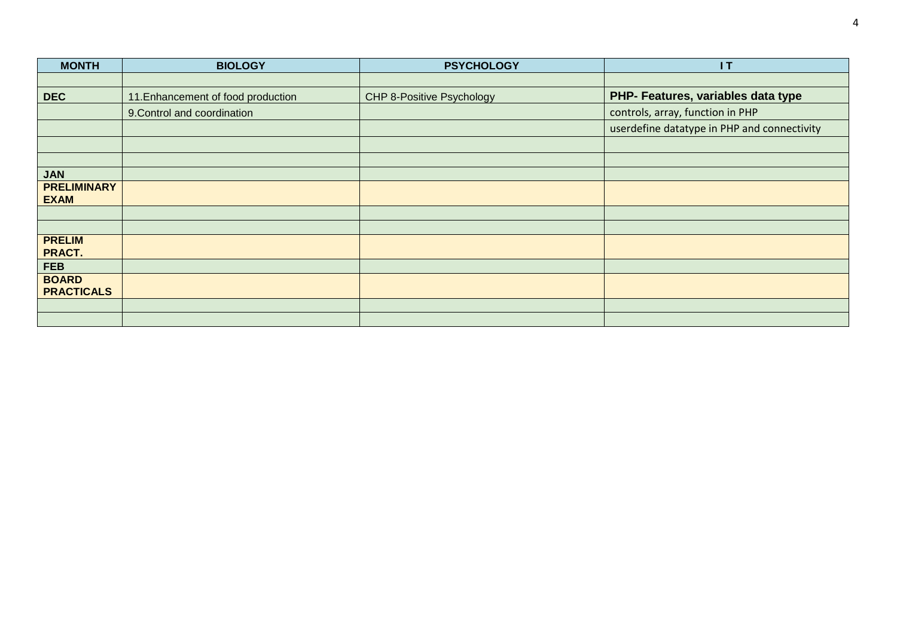| MONTH | BIOLOGY | PSYCHOLOGY | I T |
|---|---|---|---|
| | | | |
| **DEC** | 11.Enhancement of food production | CHP 8-Positive Psychology | **PHP- Features, variables data type** |
| | 9.Control and coordination | | controls, array, function in PHP |
| | | | userdefine datatype in PHP and connectivity |
| | | | |
| | | | |
| **JAN** | | | |
| **PRELIMINARY EXAM** | | | |
| | | | |
| | | | |
| **PRELIM PRACT.** | | | |
| **FEB** | | | |
| **BOARD PRACTICALS** | | | |
| | | | |
| | | | |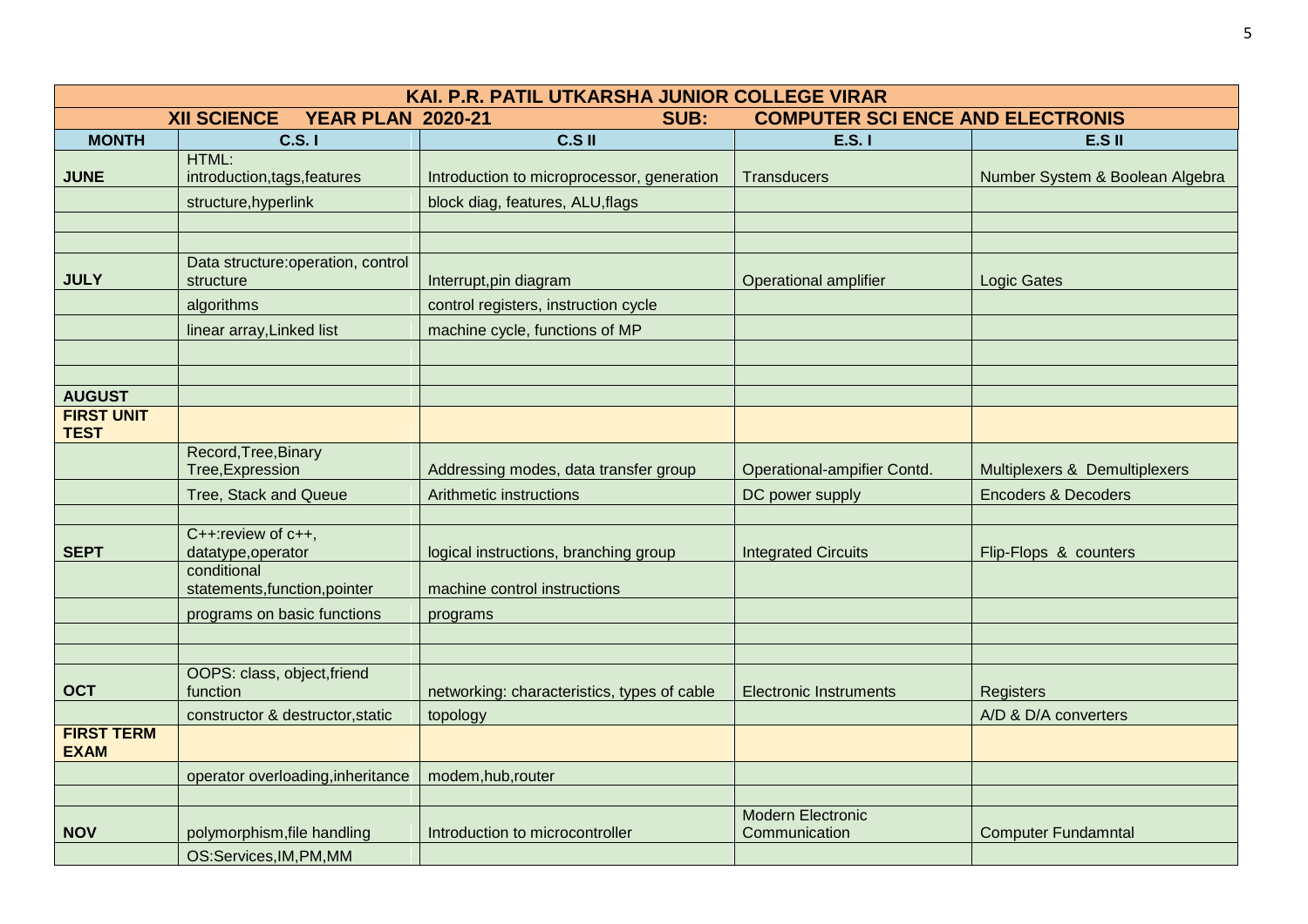| KAI. P.R. PATIL UTKARSHA JUNIOR COLLEGE VIRAR | | | | |
|---|---|---|---|---|
| XII SCIENCE YEAR PLAN 2020-21 | | SUB: COMPUTER SCI ENCE AND ELECTRONIS | | |
| **MONTH** | **C.S. I** | **C.S II** | **E.S. I** | **E.S II** |
| **JUNE** | HTML: introduction,tags,features | Introduction to microprocessor, generation | Transducers | Number System & Boolean Algebra |
| | structure,hyperlink | block diag, features, ALU,flags | | |
| | | | | |
| | | | | |
| **JULY** | Data structure:operation, control structure | Interrupt,pin diagram | Operational amplifier | Logic Gates |
| | algorithms | control registers, instruction cycle | | |
| | linear array,Linked list | machine cycle, functions of MP | | |
| | | | | |
| | | | | |
| **AUGUST** | | | | |
| **FIRST UNIT TEST** | | | | |
| | Record,Tree,Binary Tree,Expression | Addressing modes, data transfer group | Operational-ampifier Contd. | Multiplexers & Demultiplexers |
| | Tree, Stack and Queue | Arithmetic instructions | DC power supply | Encoders & Decoders |
| | | | | |
| **SEPT** | C++:review of c++, datatype,operator | logical instructions, branching group | Integrated Circuits | Flip-Flops & counters |
| | conditional statements,function,pointer | machine control instructions | | |
| | programs on basic functions | programs | | |
| | | | | |
| | | | | |
| **OCT** | OOPS: class, object,friend function | networking: characteristics, types of cable | Electronic Instruments | Registers |
| | constructor & destructor,static | topology | | A/D & D/A converters |
| **FIRST TERM EXAM** | | | | |
| | operator overloading,inheritance | modem,hub,router | | |
| | | | | |
| **NOV** | polymorphism,file handling | Introduction to microcontroller | Modern Electronic Communication | Computer Fundamntal |
| | OS:Services,IM,PM,MM | | | |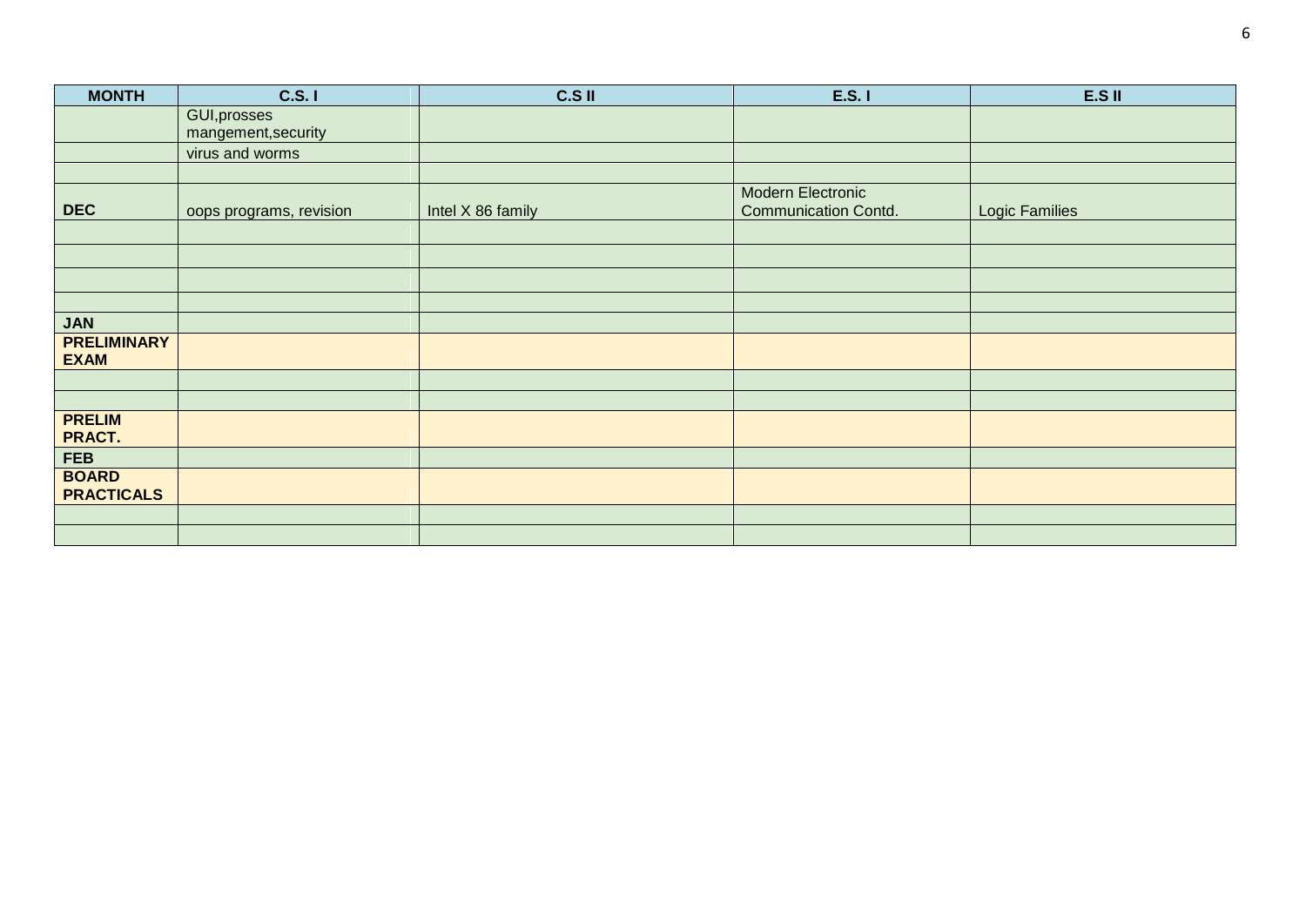| MONTH | C.S. I | C.S II | E.S. I | E.S II |
|---|---|---|---|---|
| | GUI,prosses mangement,security | | | |
| | virus and worms | | | |
| | | | | |
| **DEC** | oops programs, revision | Intel X 86 family | Modern Electronic Communication Contd. | Logic Families |
| | | | | |
| | | | | |
| | | | | |
| | | | | |
| **JAN** | | | | |
| **PRELIMINARY EXAM** | | | | |
| | | | | |
| | | | | |
| **PRELIM PRACT.** | | | | |
| **FEB** | | | | |
| **BOARD PRACTICALS** | | | | |
| | | | | |
| | | | | |